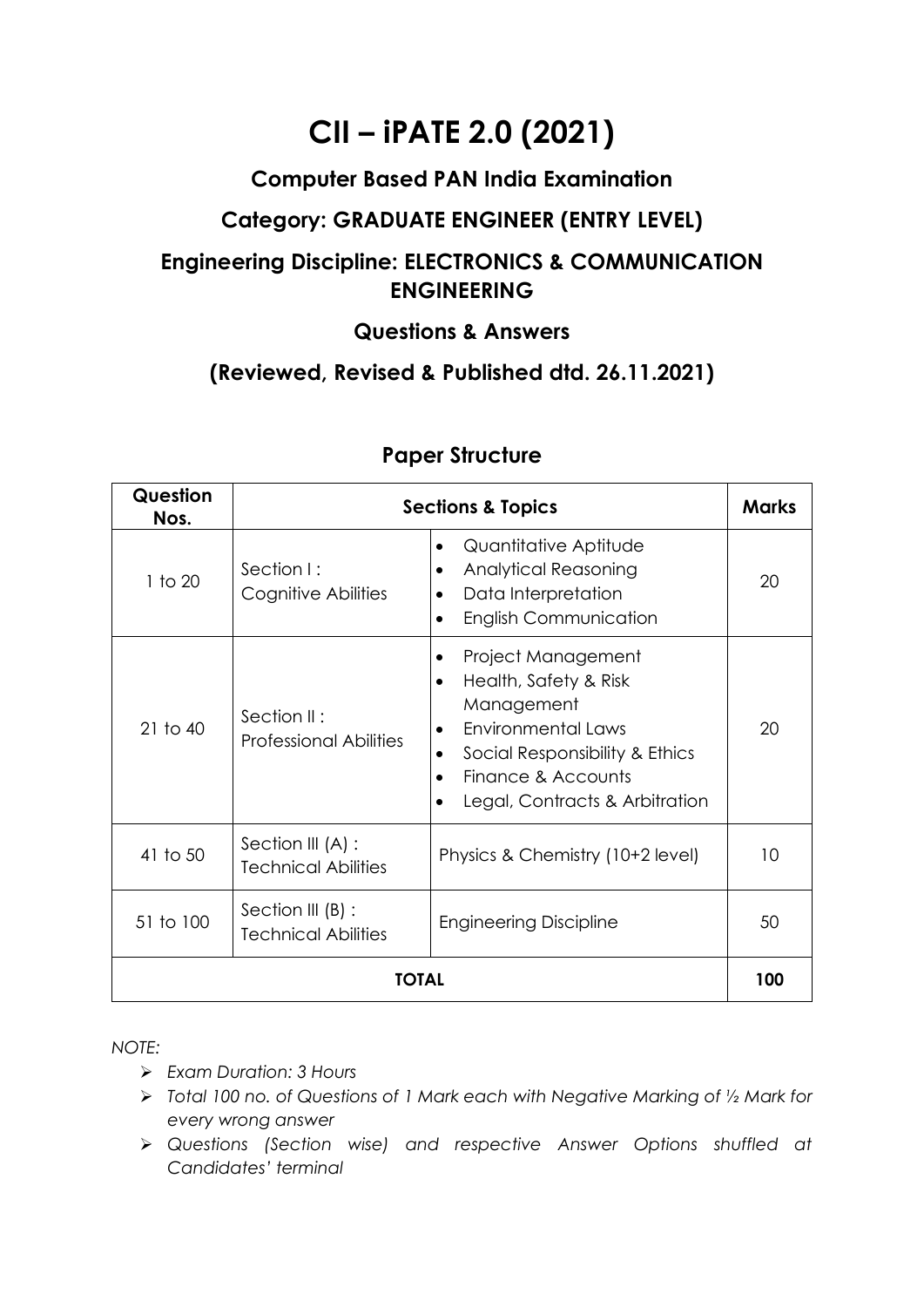# CII – iPATE 2.0 (2021)

## Computer Based PAN India Examination

## Category: GRADUATE ENGINEER (ENTRY LEVEL)

## Engineering Discipline: ELECTRONICS & COMMUNICATION ENGINEERING

## Questions & Answers

## (Reviewed, Revised & Published dtd. 26.11.2021)

### Paper Structure

| Question Nos. | Sections & Topics | | Marks |
|---|---|---|---|
| 1 to 20 | Section I : Cognitive Abilities | • Quantitative Aptitude<br>• Analytical Reasoning<br>• Data Interpretation<br>• English Communication | 20 |
| 21 to 40 | Section II : Professional Abilities | • Project Management<br>• Health, Safety & Risk Management<br>• Environmental Laws<br>• Social Responsibility & Ethics<br>• Finance & Accounts<br>• Legal, Contracts & Arbitration | 20 |
| 41 to 50 | Section III (A) : Technical Abilities | Physics & Chemistry (10+2 level) | 10 |
| 51 to 100 | Section III (B) : Technical Abilities | Engineering Discipline | 50 |
| **TOTAL** | | | **100** |

*NOTE:*

- *Exam Duration: 3 Hours*
- *Total 100 no. of Questions of 1 Mark each with Negative Marking of ½ Mark for every wrong answer*
- *Questions (Section wise) and respective Answer Options shuffled at Candidates' terminal*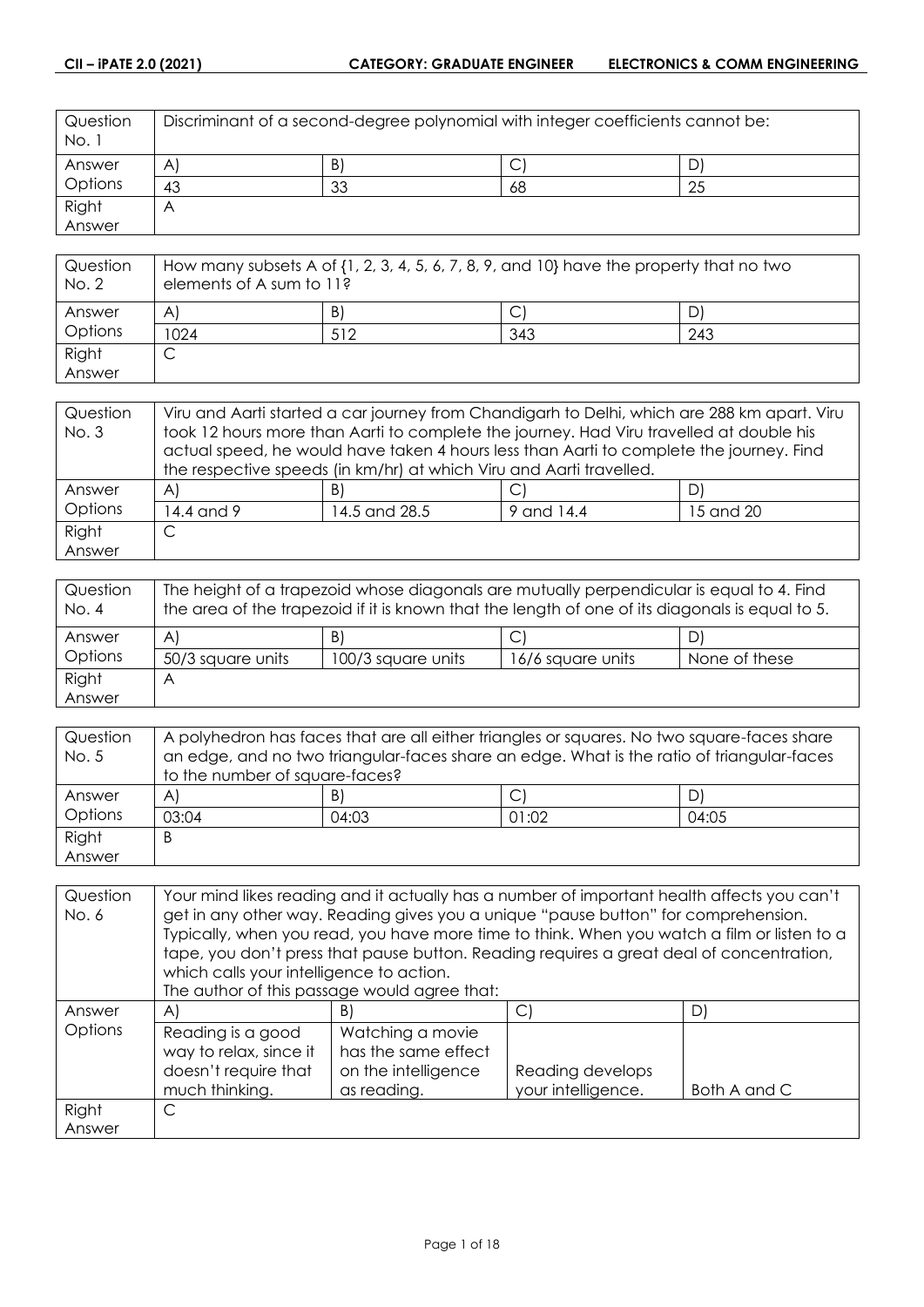| Question No. 1 | Discriminant of a second-degree polynomial with integer coefficients cannot be: | | | |
|---|---|---|---|---|
| Answer Options | A) | B) | C) | D) |
| | 43 | 33 | 68 | 25 |
| Right Answer | A | | | |

| Question No. 2 | How many subsets A of {1, 2, 3, 4, 5, 6, 7, 8, 9, and 10} have the property that no two elements of A sum to 11? | | | |
|---|---|---|---|---|
| Answer Options | A) | B) | C) | D) |
| | 1024 | 512 | 343 | 243 |
| Right Answer | C | | | |

| Question No. 3 | Viru and Aarti started a car journey from Chandigarh to Delhi, which are 288 km apart. Viru took 12 hours more than Aarti to complete the journey. Had Viru travelled at double his actual speed, he would have taken 4 hours less than Aarti to complete the journey. Find the respective speeds (in km/hr) at which Viru and Aarti travelled. | | | |
|---|---|---|---|---|
| Answer Options | A) | B) | C) | D) |
| | 14.4 and 9 | 14.5 and 28.5 | 9 and 14.4 | 15 and 20 |
| Right Answer | C | | | |

| Question No. 4 | The height of a trapezoid whose diagonals are mutually perpendicular is equal to 4. Find the area of the trapezoid if it is known that the length of one of its diagonals is equal to 5. | | | |
|---|---|---|---|---|
| Answer Options | A) | B) | C) | D) |
| | 50/3 square units | 100/3 square units | 16/6 square units | None of these |
| Right Answer | A | | | |

| Question No. 5 | A polyhedron has faces that are all either triangles or squares. No two square-faces share an edge, and no two triangular-faces share an edge. What is the ratio of triangular-faces to the number of square-faces? | | | |
|---|---|---|---|---|
| Answer Options | A) | B) | C) | D) |
| | 03:04 | 04:03 | 01:02 | 04:05 |
| Right Answer | B | | | |

| Question No. 6 | Your mind likes reading and it actually has a number of important health affects you can't get in any other way. Reading gives you a unique "pause button" for comprehension. Typically, when you read, you have more time to think. When you watch a film or listen to a tape, you don't press that pause button. Reading requires a great deal of concentration, which calls your intelligence to action. The author of this passage would agree that: | | | |
|---|---|---|---|---|
| Answer Options | A) | B) | C) | D) |
| | Reading is a good way to relax, since it doesn't require that much thinking. | Watching a movie has the same effect on the intelligence as reading. | Reading develops your intelligence. | Both A and C |
| Right Answer | C | | | |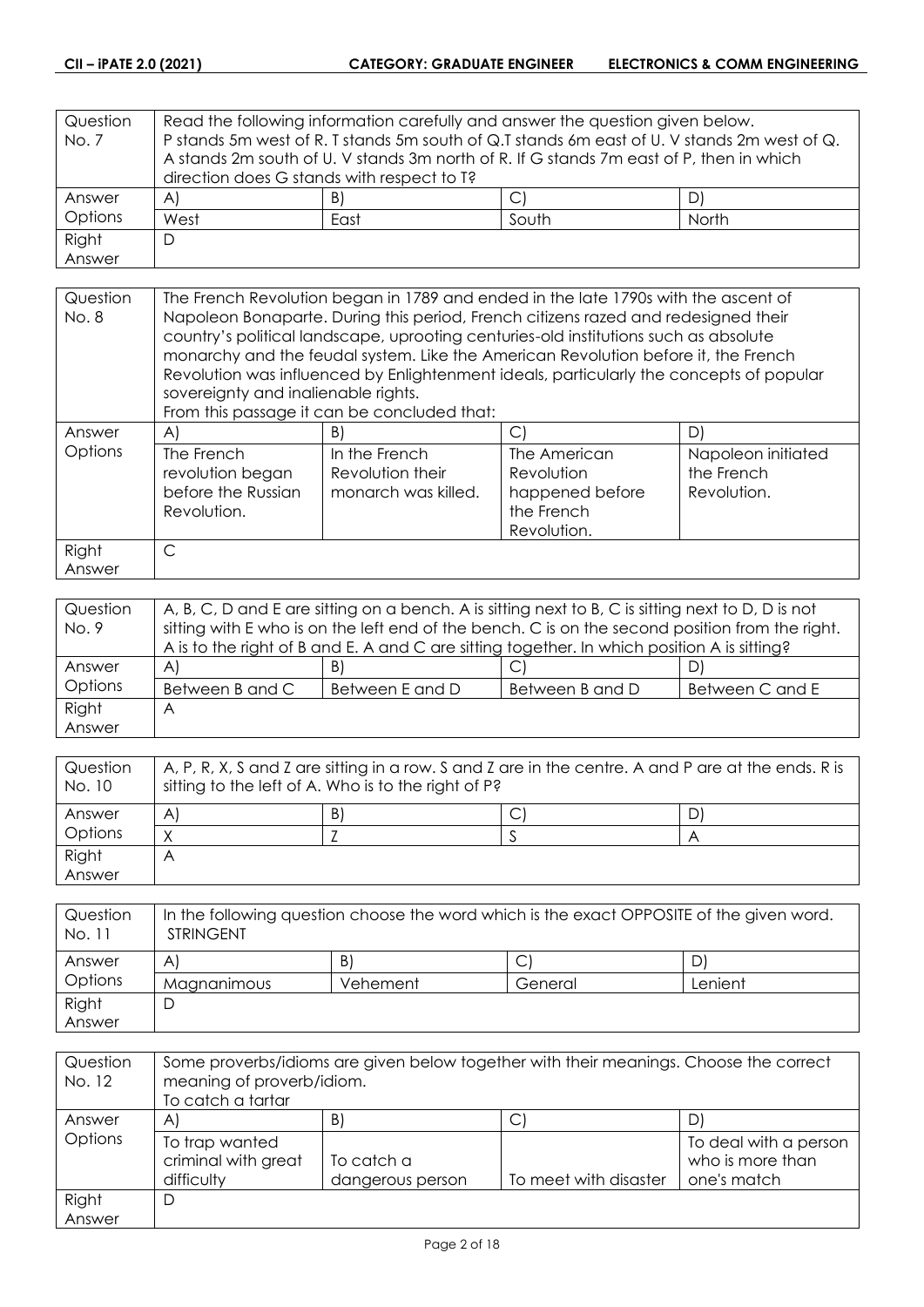| Question No. 7 | Read the following information carefully and answer the question given below. P stands 5m west of R. T stands 5m south of Q.T stands 6m east of U. V stands 2m west of Q. A stands 2m south of U. V stands 3m north of R. If G stands 7m east of P, then in which direction does G stands with respect to T? | | | |
|---|---|---|---|---|
| Answer Options | A) | B) | C) | D) |
| | West | East | South | North |
| Right Answer | D | | | |

| Question No. 8 | The French Revolution began in 1789 and ended in the late 1790s with the ascent of Napoleon Bonaparte. During this period, French citizens razed and redesigned their country's political landscape, uprooting centuries-old institutions such as absolute monarchy and the feudal system. Like the American Revolution before it, the French Revolution was influenced by Enlightenment ideals, particularly the concepts of popular sovereignty and inalienable rights. From this passage it can be concluded that: | | | |
|---|---|---|---|---|
| Answer Options | A) | B) | C) | D) |
| | The French revolution began before the Russian Revolution. | In the French Revolution their monarch was killed. | The American Revolution happened before the French Revolution. | Napoleon initiated the French Revolution. |
| Right Answer | C | | | |

| Question No. 9 | A, B, C, D and E are sitting on a bench. A is sitting next to B, C is sitting next to D, D is not sitting with E who is on the left end of the bench. C is on the second position from the right. A is to the right of B and E. A and C are sitting together. In which position A is sitting? | | | |
|---|---|---|---|---|
| Answer Options | A) | B) | C) | D) |
| | Between B and C | Between E and D | Between B and D | Between C and E |
| Right Answer | A | | | |

| Question No. 10 | A, P, R, X, S and Z are sitting in a row. S and Z are in the centre. A and P are at the ends. R is sitting to the left of A. Who is to the right of P? | | | |
|---|---|---|---|---|
| Answer Options | A) | B) | C) | D) |
| | X | Z | S | A |
| Right Answer | A | | | |

| Question No. 11 | In the following question choose the word which is the exact OPPOSITE of the given word. STRINGENT | | | |
|---|---|---|---|---|
| Answer Options | A) | B) | C) | D) |
| | Magnanimous | Vehement | General | Lenient |
| Right Answer | D | | | |

| Question No. 12 | Some proverbs/idioms are given below together with their meanings. Choose the correct meaning of proverb/idiom. To catch a tartar | | | |
|---|---|---|---|---|
| Answer Options | A) | B) | C) | D) |
| | To trap wanted criminal with great difficulty | To catch a dangerous person | To meet with disaster | To deal with a person who is more than one's match |
| Right Answer | D | | | |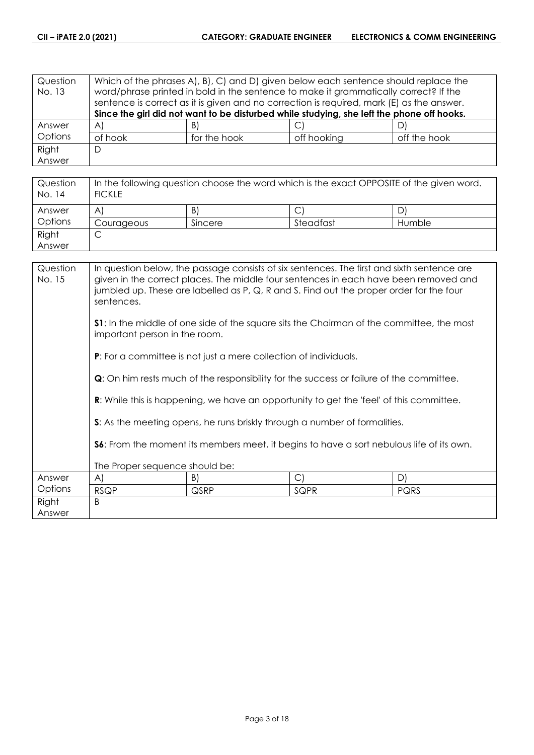| Question No. 13 | Which of the phrases A), B), C) and D) given below each sentence should replace the word/phrase printed in bold in the sentence to make it grammatically correct? If the sentence is correct as it is given and no correction is required, mark (E) as the answer. **Since the girl did not want to be disturbed while studying, she left the phone off hooks.** | | | |
|---|---|---|---|---|
| Answer Options | A) | B) | C) | D) |
| | of hook | for the hook | off hooking | off the hook |
| Right Answer | D | | | |

| Question No. 14 | In the following question choose the word which is the exact OPPOSITE of the given word. FICKLE | | | |
|---|---|---|---|---|
| Answer Options | A) | B) | C) | D) |
| | Courageous | Sincere | Steadfast | Humble |
| Right Answer | C | | | |

| Question No. 15 | In question below, the passage consists of six sentences. The first and sixth sentence are given in the correct places. The middle four sentences in each have been removed and jumbled up. These are labelled as P, Q, R and S. Find out the proper order for the four sentences.<br><br>**S1**: In the middle of one side of the square sits the Chairman of the committee, the most important person in the room.<br><br>**P**: For a committee is not just a mere collection of individuals.<br><br>**Q**: On him rests much of the responsibility for the success or failure of the committee.<br><br>**R**: While this is happening, we have an opportunity to get the 'feel' of this committee.<br><br>**S**: As the meeting opens, he runs briskly through a number of formalities.<br><br>**S6**: From the moment its members meet, it begins to have a sort nebulous life of its own.<br><br>The Proper sequence should be: | | | |
|---|---|---|---|---|
| Answer Options | A) | B) | C) | D) |
| | RSQP | QSRP | SQPR | PQRS |
| Right Answer | B | | | |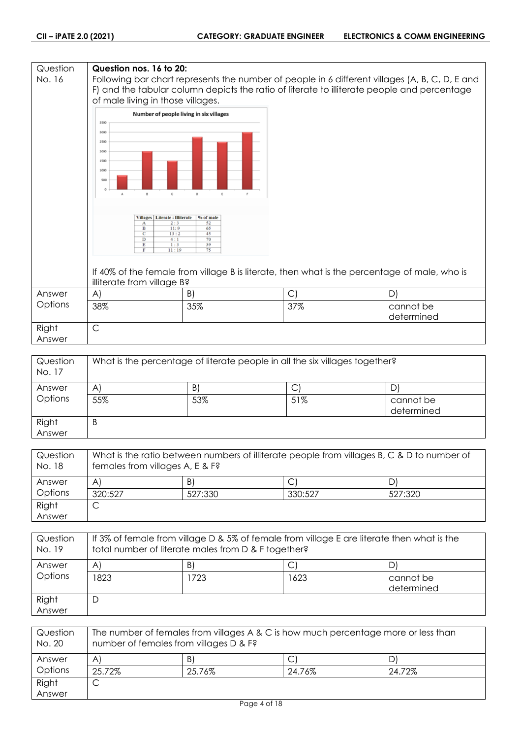| Question No. 16 | **Question nos. 16 to 20:** Following bar chart represents the number of people in 6 different villages (A, B, C, D, E and F) and the tabular column depicts the ratio of literate to illiterate people and percentage of male living in those villages. | | | |
|---|---|---|---|---|

**Number of people living in six villages**

| Villages | Literate : Illiterate | % of male |
|---|---|---|
| A | 2 : 3 | 52 |
| B | 11 : 9 | 65 |
| C | 13 : 2 | 45 |
| D | 4 : 1 | 70 |
| E | 1 : 3 | 39 |
| F | 11 : 19 | 75 |

If 40% of the female from village B is literate, then what is the percentage of male, who is illiterate from village B?

| Answer Options | A) | B) | C) | D) |
|---|---|---|---|---|
| | 38% | 35% | 37% | cannot be determined |
| Right Answer | C | | | |

| Question No. 17 | What is the percentage of literate people in all the six villages together? | | | |
|---|---|---|---|---|
| Answer Options | A) | B) | C) | D) |
| | 55% | 53% | 51% | cannot be determined |
| Right Answer | B | | | |

| Question No. 18 | What is the ratio between numbers of illiterate people from villages B, C & D to number of females from villages A, E & F? | | | |
|---|---|---|---|---|
| Answer Options | A) | B) | C) | D) |
| | 320:527 | 527:330 | 330:527 | 527:320 |
| Right Answer | C | | | |

| Question No. 19 | If 3% of female from village D & 5% of female from village E are literate then what is the total number of literate males from D & F together? | | | |
|---|---|---|---|---|
| Answer Options | A) | B) | C) | D) |
| | 1823 | 1723 | 1623 | cannot be determined |
| Right Answer | D | | | |

| Question No. 20 | The number of females from villages A & C is how much percentage more or less than number of females from villages D & F? | | | |
|---|---|---|---|---|
| Answer Options | A) | B) | C) | D) |
| | 25.72% | 25.76% | 24.76% | 24.72% |
| Right Answer | C | | | |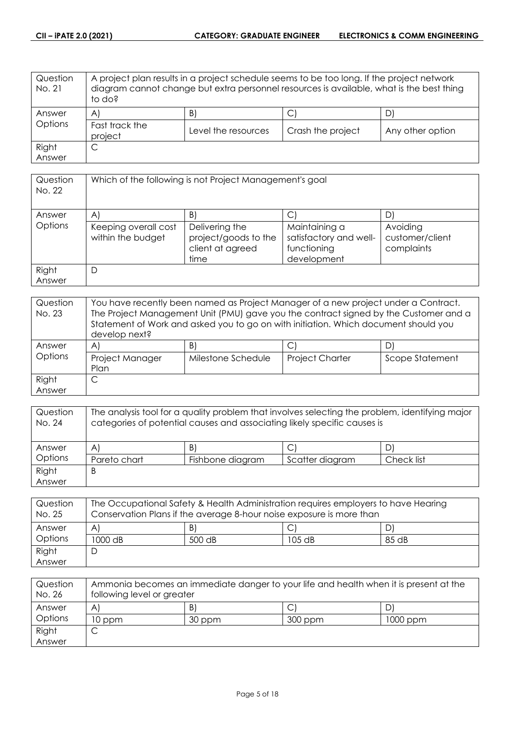| Question No. 21 | A project plan results in a project schedule seems to be too long. If the project network diagram cannot change but extra personnel resources is available, what is the best thing to do? | | | |
|---|---|---|---|---|
| Answer Options | A) | B) | C) | D) |
| | Fast track the project | Level the resources | Crash the project | Any other option |
| Right Answer | C | | | |

| Question No. 22 | Which of the following is not Project Management's goal | | | |
|---|---|---|---|---|
| Answer Options | A) | B) | C) | D) |
| | Keeping overall cost within the budget | Delivering the project/goods to the client at agreed time | Maintaining a satisfactory and well-functioning development | Avoiding customer/client complaints |
| Right Answer | D | | | |

| Question No. 23 | You have recently been named as Project Manager of a new project under a Contract. The Project Management Unit (PMU) gave you the contract signed by the Customer and a Statement of Work and asked you to go on with initiation. Which document should you develop next? | | | |
|---|---|---|---|---|
| Answer Options | A) | B) | C) | D) |
| | Project Manager Plan | Milestone Schedule | Project Charter | Scope Statement |
| Right Answer | C | | | |

| Question No. 24 | The analysis tool for a quality problem that involves selecting the problem, identifying major categories of potential causes and associating likely specific causes is | | | |
|---|---|---|---|---|
| Answer Options | A) | B) | C) | D) |
| | Pareto chart | Fishbone diagram | Scatter diagram | Check list |
| Right Answer | B | | | |

| Question No. 25 | The Occupational Safety & Health Administration requires employers to have Hearing Conservation Plans if the average 8-hour noise exposure is more than | | | |
|---|---|---|---|---|
| Answer Options | A) | B) | C) | D) |
| | 1000 dB | 500 dB | 105 dB | 85 dB |
| Right Answer | D | | | |

| Question No. 26 | Ammonia becomes an immediate danger to your life and health when it is present at the following level or greater | | | |
|---|---|---|---|---|
| Answer Options | A) | B) | C) | D) |
| | 10 ppm | 30 ppm | 300 ppm | 1000 ppm |
| Right Answer | C | | | |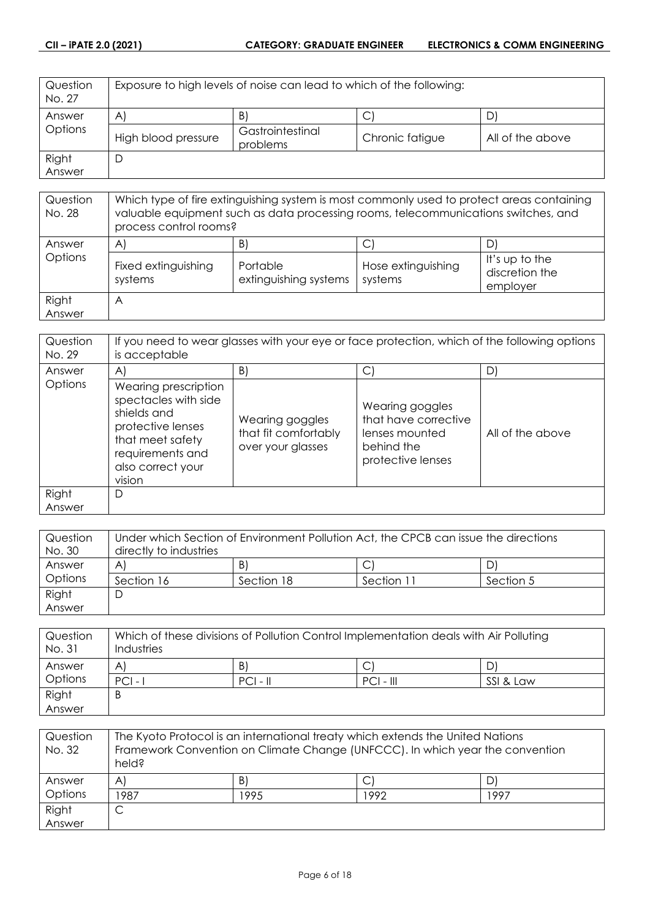| Question No. 27 | Exposure to high levels of noise can lead to which of the following: | | | |
|---|---|---|---|---|
| Answer Options | A) | B) | C) | D) |
| | High blood pressure | Gastrointestinal problems | Chronic fatigue | All of the above |
| Right Answer | D | | | |

| Question No. 28 | Which type of fire extinguishing system is most commonly used to protect areas containing valuable equipment such as data processing rooms, telecommunications switches, and process control rooms? | | | |
|---|---|---|---|---|
| Answer Options | A) | B) | C) | D) |
| | Fixed extinguishing systems | Portable extinguishing systems | Hose extinguishing systems | It's up to the discretion the employer |
| Right Answer | A | | | |

| Question No. 29 | If you need to wear glasses with your eye or face protection, which of the following options is acceptable | | | |
|---|---|---|---|---|
| Answer Options | A) | B) | C) | D) |
| | Wearing prescription spectacles with side shields and protective lenses that meet safety requirements and also correct your vision | Wearing goggles that fit comfortably over your glasses | Wearing goggles that have corrective lenses mounted behind the protective lenses | All of the above |
| Right Answer | D | | | |

| Question No. 30 | Under which Section of Environment Pollution Act, the CPCB can issue the directions directly to industries | | | |
|---|---|---|---|---|
| Answer Options | A) | B) | C) | D) |
| | Section 16 | Section 18 | Section 11 | Section 5 |
| Right Answer | D | | | |

| Question No. 31 | Which of these divisions of Pollution Control Implementation deals with Air Polluting Industries | | | |
|---|---|---|---|---|
| Answer Options | A) | B) | C) | D) |
| | PCI - I | PCI - II | PCI - III | SSI & Law |
| Right Answer | B | | | |

| Question No. 32 | The Kyoto Protocol is an international treaty which extends the United Nations Framework Convention on Climate Change (UNFCCC). In which year the convention held? | | | |
|---|---|---|---|---|
| Answer Options | A) | B) | C) | D) |
| | 1987 | 1995 | 1992 | 1997 |
| Right Answer | C | | | |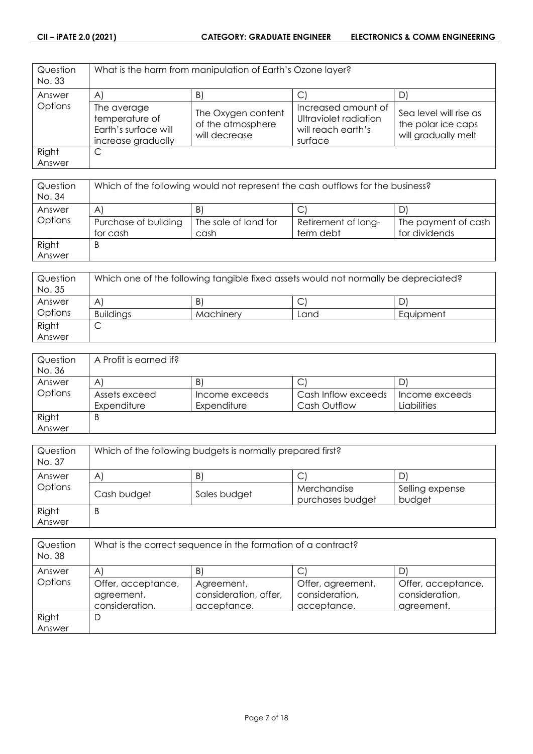| Question No. 33 | What is the harm from manipulation of Earth's Ozone layer? | | | |
|---|---|---|---|---|
| Answer Options | A) | B) | C) | D) |
| | The average temperature of Earth's surface will increase gradually | The Oxygen content of the atmosphere will decrease | Increased amount of Ultraviolet radiation will reach earth's surface | Sea level will rise as the polar ice caps will gradually melt |
| Right Answer | C | | | |

| Question No. 34 | Which of the following would not represent the cash outflows for the business? | | | |
|---|---|---|---|---|
| Answer Options | A) | B) | C) | D) |
| | Purchase of building for cash | The sale of land for cash | Retirement of long-term debt | The payment of cash for dividends |
| Right Answer | B | | | |

| Question No. 35 | Which one of the following tangible fixed assets would not normally be depreciated? | | | |
|---|---|---|---|---|
| Answer Options | A) | B) | C) | D) |
| | Buildings | Machinery | Land | Equipment |
| Right Answer | C | | | |

| Question No. 36 | A Profit is earned if? | | | |
|---|---|---|---|---|
| Answer Options | A) | B) | C) | D) |
| | Assets exceed Expenditure | Income exceeds Expenditure | Cash Inflow exceeds Cash Outflow | Income exceeds Liabilities |
| Right Answer | B | | | |

| Question No. 37 | Which of the following budgets is normally prepared first? | | | |
|---|---|---|---|---|
| Answer Options | A) | B) | C) | D) |
| | Cash budget | Sales budget | Merchandise purchases budget | Selling expense budget |
| Right Answer | B | | | |

| Question No. 38 | What is the correct sequence in the formation of a contract? | | | |
|---|---|---|---|---|
| Answer Options | A) | B) | C) | D) |
| | Offer, acceptance, agreement, consideration. | Agreement, consideration, offer, acceptance. | Offer, agreement, consideration, acceptance. | Offer, acceptance, consideration, agreement. |
| Right Answer | D | | | |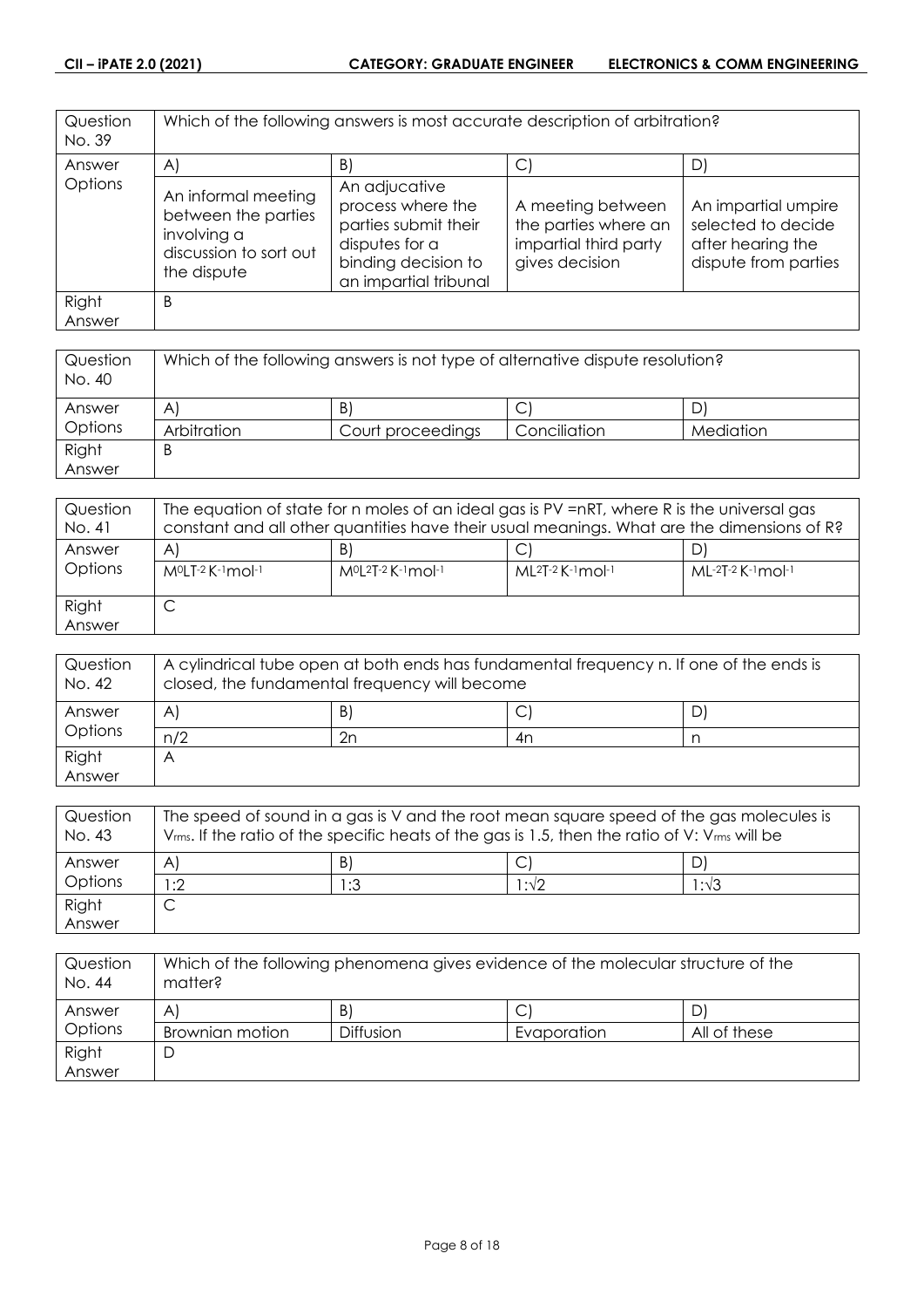| Question No. 39 | Which of the following answers is most accurate description of arbitration? | | | |
|---|---|---|---|---|
| Answer Options | A) | B) | C) | D) |
| | An informal meeting between the parties involving a discussion to sort out the dispute | An adjucative process where the parties submit their disputes for a binding decision to an impartial tribunal | A meeting between the parties where an impartial third party gives decision | An impartial umpire selected to decide after hearing the dispute from parties |
| Right Answer | B | | | |

| Question No. 40 | Which of the following answers is not type of alternative dispute resolution? | | | |
|---|---|---|---|---|
| Answer Options | A) | B) | C) | D) |
| | Arbitration | Court proceedings | Conciliation | Mediation |
| Right Answer | B | | | |

| Question No. 41 | The equation of state for n moles of an ideal gas is PV =nRT, where R is the universal gas constant and all other quantities have their usual meanings. What are the dimensions of R? | | | |
|---|---|---|---|---|
| Answer Options | A) | B) | C) | D) |
| | $M^0LT^{-2}K^{-1}mol^{-1}$ | $M^0L^2T^{-2}K^{-1}mol^{-1}$ | $ML^2T^{-2}K^{-1}mol^{-1}$ | $ML^{-2}T^{-2}K^{-1}mol^{-1}$ |
| Right Answer | C | | | |

| Question No. 42 | A cylindrical tube open at both ends has fundamental frequency n. If one of the ends is closed, the fundamental frequency will become | | | |
|---|---|---|---|---|
| Answer Options | A) | B) | C) | D) |
| | n/2 | 2n | 4n | n |
| Right Answer | A | | | |

| Question No. 43 | The speed of sound in a gas is V and the root mean square speed of the gas molecules is $V_{rms}$. If the ratio of the specific heats of the gas is 1.5, then the ratio of V: $V_{rms}$ will be | | | |
|---|---|---|---|---|
| Answer Options | A) | B) | C) | D) |
| | 1:2 | 1:3 | $1:\sqrt{2}$ | $1:\sqrt{3}$ |
| Right Answer | C | | | |

| Question No. 44 | Which of the following phenomena gives evidence of the molecular structure of the matter? | | | |
|---|---|---|---|---|
| Answer Options | A) | B) | C) | D) |
| | Brownian motion | Diffusion | Evaporation | All of these |
| Right Answer | D | | | |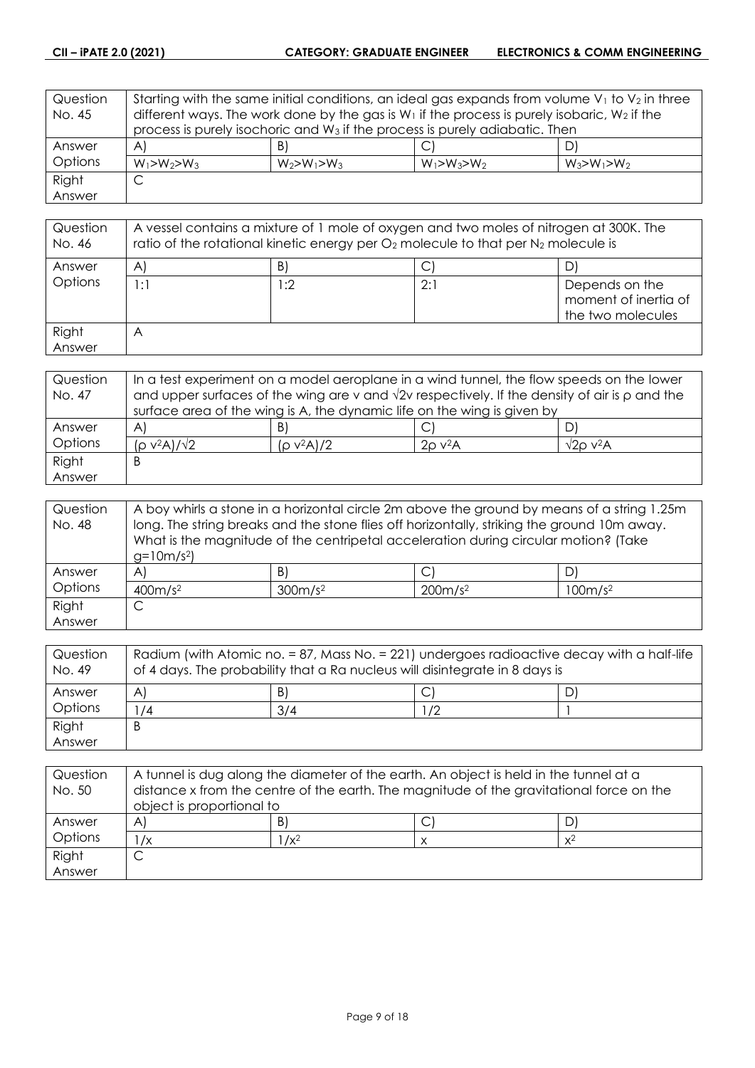| Question No. 45 | Starting with the same initial conditions, an ideal gas expands from volume $V_1$ to $V_2$ in three different ways. The work done by the gas is $W_1$ if the process is purely isobaric, $W_2$ if the process is purely isochoric and $W_3$ if the process is purely adiabatic. Then | | |
|---|---|---|---|
| Answer Options | A) $W_1 > W_2 > W_3$ | B) $W_2 > W_1 > W_3$ | C) $W_1 > W_3 > W_2$ | D) $W_3 > W_1 > W_2$ |
| Right Answer | C | | | |

| Question No. 46 | A vessel contains a mixture of 1 mole of oxygen and two moles of nitrogen at 300K. The ratio of the rotational kinetic energy per $O_2$ molecule to that per $N_2$ molecule is | | | |
|---|---|---|---|---|
| Answer Options | A) 1:1 | B) 1:2 | C) 2:1 | D) Depends on the moment of inertia of the two molecules |
| Right Answer | A | | | |

| Question No. 47 | In a test experiment on a model aeroplane in a wind tunnel, the flow speeds on the lower and upper surfaces of the wing are v and $\sqrt{2}$v respectively. If the density of air is $\rho$ and the surface area of the wing is A, the dynamic life on the wing is given by | | | |
|---|---|---|---|---|
| Answer Options | A) $(\rho v^2 A)/\sqrt{2}$ | B) $(\rho v^2 A)/2$ | C) $2\rho v^2 A$ | D) $\sqrt{2}\rho v^2 A$ |
| Right Answer | B | | | |

| Question No. 48 | A boy whirls a stone in a horizontal circle 2m above the ground by means of a string 1.25m long. The string breaks and the stone flies off horizontally, striking the ground 10m away. What is the magnitude of the centripetal acceleration during circular motion? (Take $g = 10 m/s^2$) | | | |
|---|---|---|---|---|
| Answer Options | A) $400 m/s^2$ | B) $300 m/s^2$ | C) $200 m/s^2$ | D) $100 m/s^2$ |
| Right Answer | C | | | |

| Question No. 49 | Radium (with Atomic no. = 87, Mass No. = 221) undergoes radioactive decay with a half-life of 4 days. The probability that a Ra nucleus will disintegrate in 8 days is | | | |
|---|---|---|---|---|
| Answer Options | A) 1/4 | B) 3/4 | C) 1/2 | D) 1 |
| Right Answer | B | | | |

| Question No. 50 | A tunnel is dug along the diameter of the earth. An object is held in the tunnel at a distance x from the centre of the earth. The magnitude of the gravitational force on the object is proportional to | | | |
|---|---|---|---|---|
| Answer Options | A) $1/x$ | B) $1/x^2$ | C) $x$ | D) $x^2$ |
| Right Answer | C | | | |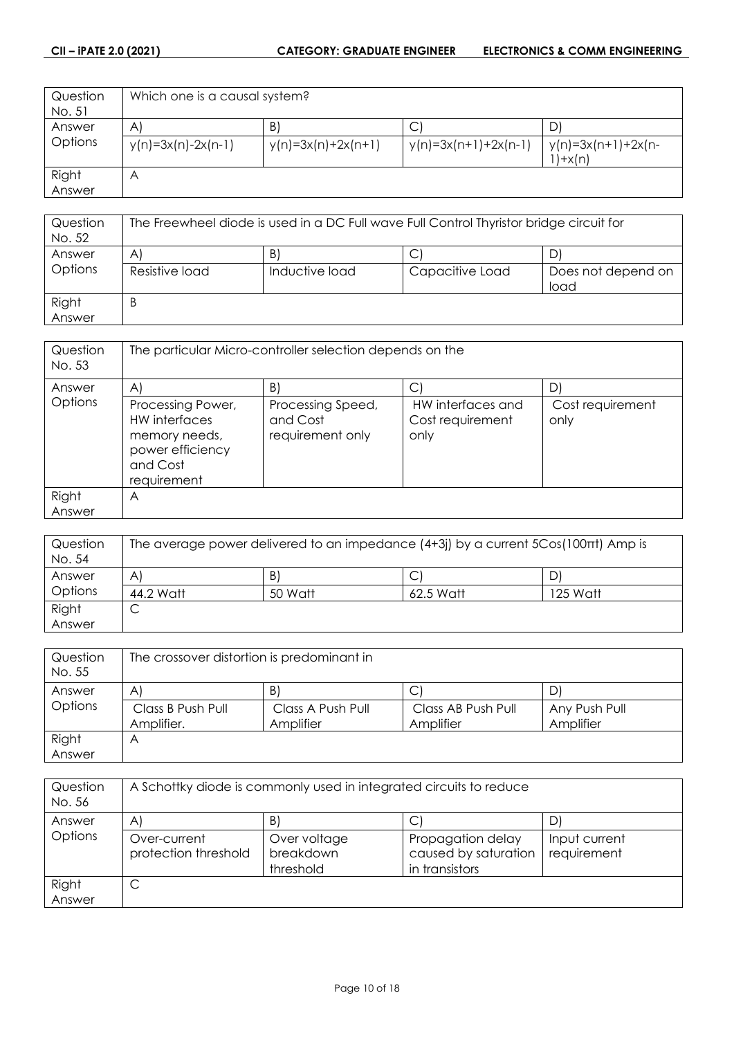| Question No. 51 | Which one is a causal system? | | | |
|---|---|---|---|---|
| Answer Options | A) | B) | C) | D) |
| | $y(n)=3x(n)-2x(n-1)$ | $y(n)=3x(n)+2x(n+1)$ | $y(n)=3x(n+1)+2x(n-1)$ | $y(n)=3x(n+1)+2x(n-1)+x(n)$ |
| Right Answer | A | | | |

| Question No. 52 | The Freewheel diode is used in a DC Full wave Full Control Thyristor bridge circuit for | | | |
|---|---|---|---|---|
| Answer Options | A) | B) | C) | D) |
| | Resistive load | Inductive load | Capacitive Load | Does not depend on load |
| Right Answer | B | | | |

| Question No. 53 | The particular Micro-controller selection depends on the | | | |
|---|---|---|---|---|
| Answer Options | A) | B) | C) | D) |
| | Processing Power, HW interfaces memory needs, power efficiency and Cost requirement | Processing Speed, and Cost requirement only | HW interfaces and Cost requirement only | Cost requirement only |
| Right Answer | A | | | |

| Question No. 54 | The average power delivered to an impedance (4+3j) by a current $5\cos(100\pi t)$ Amp is | | | |
|---|---|---|---|---|
| Answer Options | A) | B) | C) | D) |
| | 44.2 Watt | 50 Watt | 62.5 Watt | 125 Watt |
| Right Answer | C | | | |

| Question No. 55 | The crossover distortion is predominant in | | | |
|---|---|---|---|---|
| Answer Options | A) | B) | C) | D) |
| | Class B Push Pull Amplifier. | Class A Push Pull Amplifier | Class AB Push Pull Amplifier | Any Push Pull Amplifier |
| Right Answer | A | | | |

| Question No. 56 | A Schottky diode is commonly used in integrated circuits to reduce | | | |
|---|---|---|---|---|
| Answer Options | A) | B) | C) | D) |
| | Over-current protection threshold | Over voltage breakdown threshold | Propagation delay caused by saturation in transistors | Input current requirement |
| Right Answer | C | | | |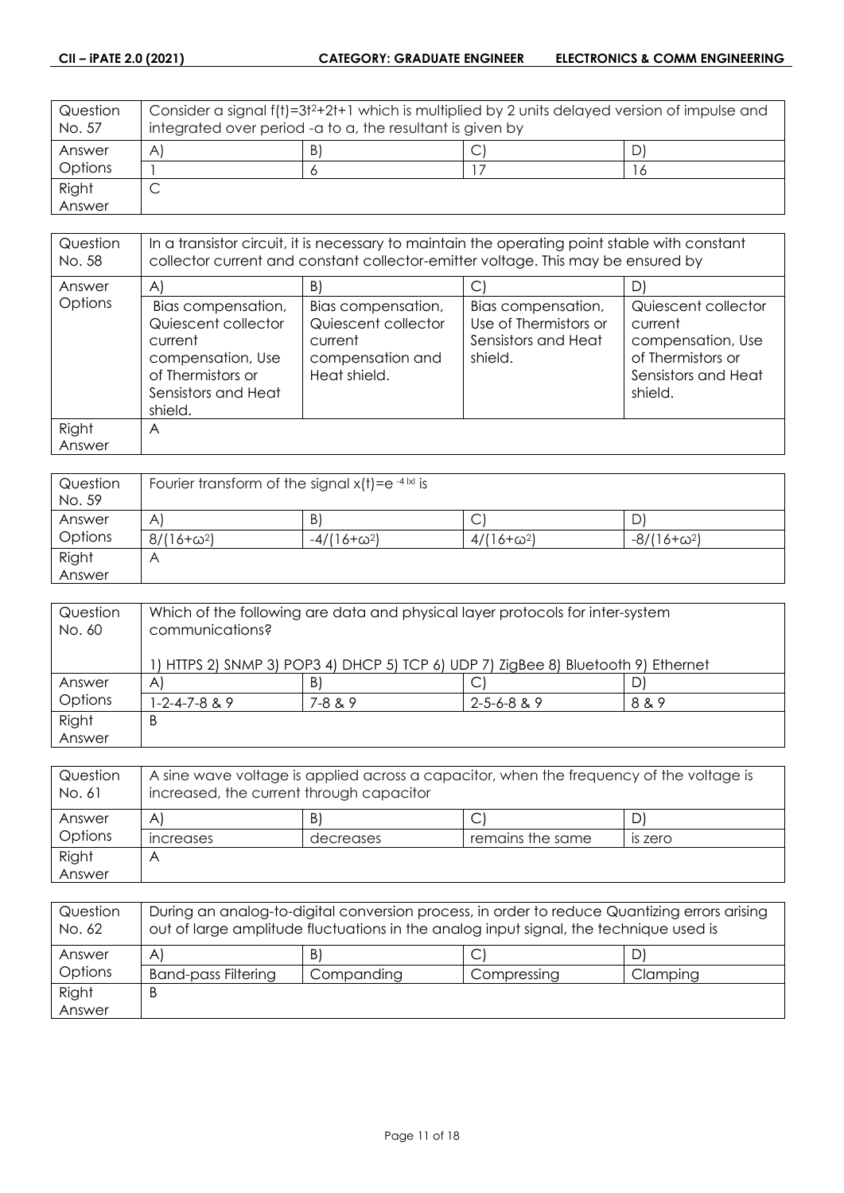| Question No. 57 | Consider a signal $f(t)=3t^2+2t+1$ which is multiplied by 2 units delayed version of impulse and integrated over period -a to a, the resultant is given by | | | |
|---|---|---|---|---|
| Answer Options | A) | B) | C) | D) |
| | 1 | 6 | 17 | 16 |
| Right Answer | C | | | |

| Question No. 58 | In a transistor circuit, it is necessary to maintain the operating point stable with constant collector current and constant collector-emitter voltage. This may be ensured by | | | |
|---|---|---|---|---|
| Answer Options | A) | B) | C) | D) |
| | Bias compensation, Quiescent collector current compensation, Use of Thermistors or Sensistors and Heat shield. | Bias compensation, Quiescent collector current compensation and Heat shield. | Bias compensation, Use of Thermistors or Sensistors and Heat shield. | Quiescent collector current compensation, Use of Thermistors or Sensistors and Heat shield. |
| Right Answer | A | | | |

| Question No. 59 | Fourier transform of the signal $x(t)=e^{-4\|x\|}$ is | | | |
|---|---|---|---|---|
| Answer Options | A) | B) | C) | D) |
| | $8/(16+\omega^2)$ | $-4/(16+\omega^2)$ | $4/(16+\omega^2)$ | $-8/(16+\omega^2)$ |
| Right Answer | A | | | |

| Question No. 60 | Which of the following are data and physical layer protocols for inter-system communications?<br><br>1) HTTPS 2) SNMP 3) POP3 4) DHCP 5) TCP 6) UDP 7) ZigBee 8) Bluetooth 9) Ethernet | | | |
|---|---|---|---|---|
| Answer Options | A) | B) | C) | D) |
| | 1-2-4-7-8 & 9 | 7-8 & 9 | 2-5-6-8 & 9 | 8 & 9 |
| Right Answer | B | | | |

| Question No. 61 | A sine wave voltage is applied across a capacitor, when the frequency of the voltage is increased, the current through capacitor | | | |
|---|---|---|---|---|
| Answer Options | A) | B) | C) | D) |
| | increases | decreases | remains the same | is zero |
| Right Answer | A | | | |

| Question No. 62 | During an analog-to-digital conversion process, in order to reduce Quantizing errors arising out of large amplitude fluctuations in the analog input signal, the technique used is | | | |
|---|---|---|---|---|
| Answer Options | A) | B) | C) | D) |
| | Band-pass Filtering | Companding | Compressing | Clamping |
| Right Answer | B | | | |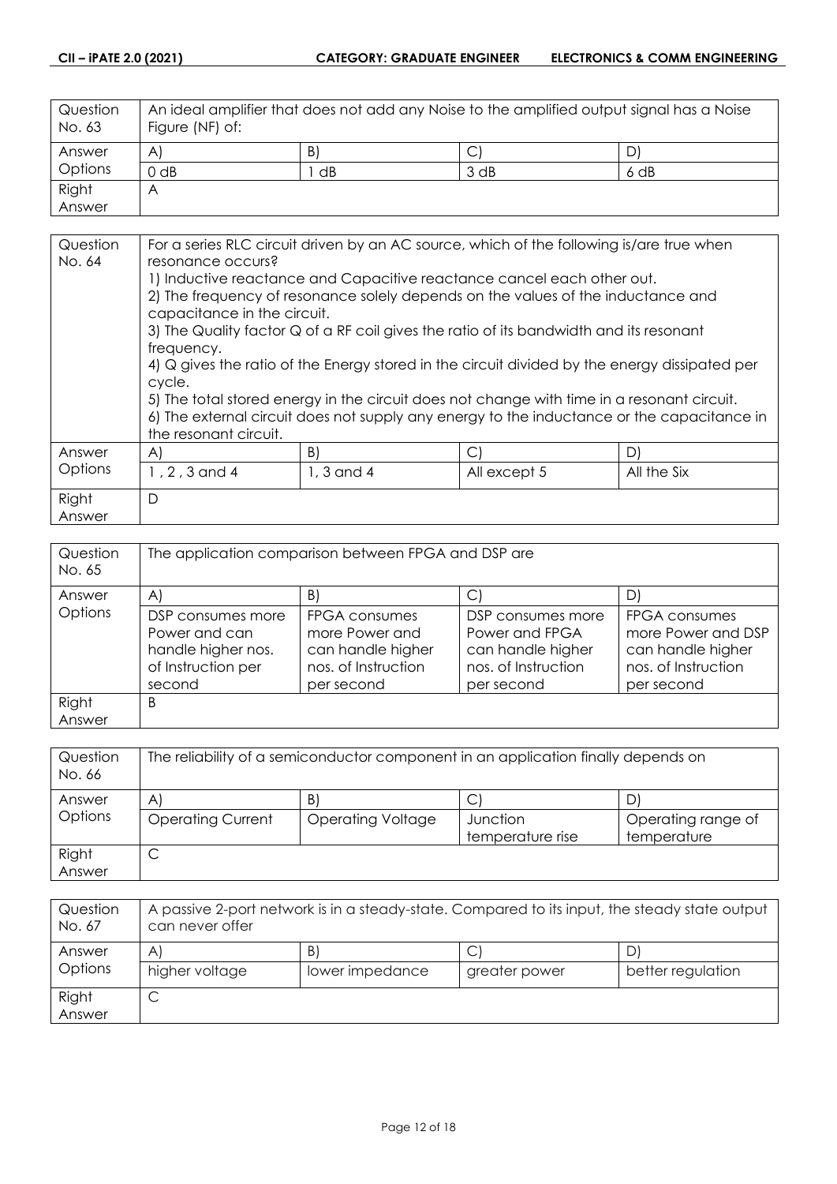| Question No. 63 | An ideal amplifier that does not add any Noise to the amplified output signal has a Noise Figure (NF) of: | | | |
|---|---|---|---|---|
| Answer Options | A) | B) | C) | D) |
| | 0 dB | 1 dB | 3 dB | 6 dB |
| Right Answer | A | | | |

| Question No. 64 | For a series RLC circuit driven by an AC source, which of the following is/are true when resonance occurs?<br>1) Inductive reactance and Capacitive reactance cancel each other out.<br>2) The frequency of resonance solely depends on the values of the inductance and capacitance in the circuit.<br>3) The Quality factor Q of a RF coil gives the ratio of its bandwidth and its resonant frequency.<br>4) Q gives the ratio of the Energy stored in the circuit divided by the energy dissipated per cycle.<br>5) The total stored energy in the circuit does not change with time in a resonant circuit.<br>6) The external circuit does not supply any energy to the inductance or the capacitance in the resonant circuit. | | | |
|---|---|---|---|---|
| Answer Options | A) | B) | C) | D) |
| | 1 , 2 , 3 and 4 | 1, 3 and 4 | All except 5 | All the Six |
| Right Answer | D | | | |

| Question No. 65 | The application comparison between FPGA and DSP are | | | |
|---|---|---|---|---|
| Answer Options | A) | B) | C) | D) |
| | DSP consumes more Power and can handle higher nos. of Instruction per second | FPGA consumes more Power and can handle higher nos. of Instruction per second | DSP consumes more Power and FPGA can handle higher nos. of Instruction per second | FPGA consumes more Power and DSP can handle higher nos. of Instruction per second |
| Right Answer | B | | | |

| Question No. 66 | The reliability of a semiconductor component in an application finally depends on | | | |
|---|---|---|---|---|
| Answer Options | A) | B) | C) | D) |
| | Operating Current | Operating Voltage | Junction temperature rise | Operating range of temperature |
| Right Answer | C | | | |

| Question No. 67 | A passive 2-port network is in a steady-state. Compared to its input, the steady state output can never offer | | | |
|---|---|---|---|---|
| Answer Options | A) | B) | C) | D) |
| | higher voltage | lower impedance | greater power | better regulation |
| Right Answer | C | | | |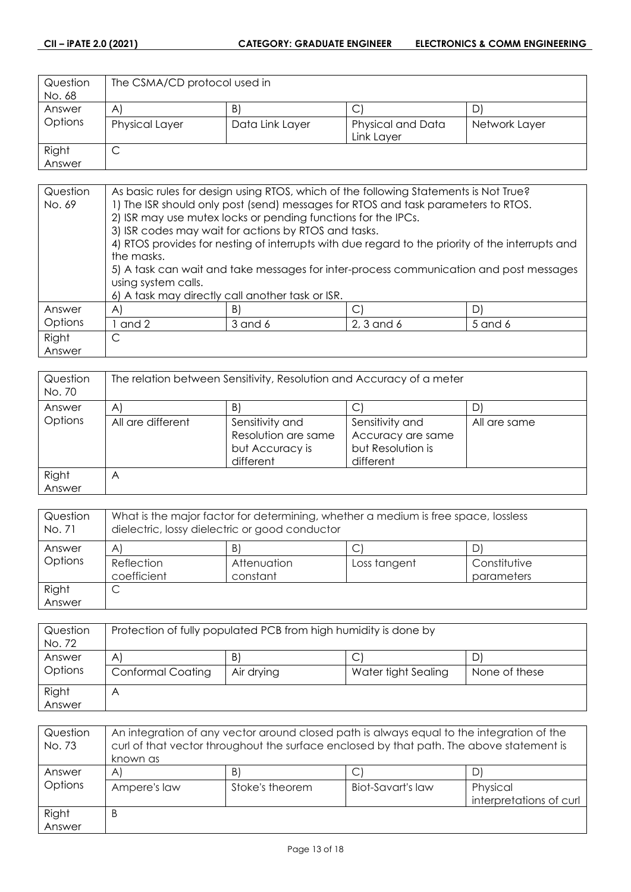| Question No. 68 | The CSMA/CD protocol used in | | | |
|---|---|---|---|---|
| Answer Options | A) | B) | C) | D) |
| | Physical Layer | Data Link Layer | Physical and Data Link Layer | Network Layer |
| Right Answer | C | | | |

| Question No. 69 | As basic rules for design using RTOS, which of the following Statements is Not True?<br>1) The ISR should only post (send) messages for RTOS and task parameters to RTOS.<br>2) ISR may use mutex locks or pending functions for the IPCs.<br>3) ISR codes may wait for actions by RTOS and tasks.<br>4) RTOS provides for nesting of interrupts with due regard to the priority of the interrupts and the masks.<br>5) A task can wait and take messages for inter-process communication and post messages using system calls.<br>6) A task may directly call another task or ISR. | | | |
|---|---|---|---|---|
| Answer Options | A) | B) | C) | D) |
| | 1 and 2 | 3 and 6 | 2, 3 and 6 | 5 and 6 |
| Right Answer | C | | | |

| Question No. 70 | The relation between Sensitivity, Resolution and Accuracy of a meter | | | |
|---|---|---|---|---|
| Answer Options | A) | B) | C) | D) |
| | All are different | Sensitivity and Resolution are same but Accuracy is different | Sensitivity and Accuracy are same but Resolution is different | All are same |
| Right Answer | A | | | |

| Question No. 71 | What is the major factor for determining, whether a medium is free space, lossless dielectric, lossy dielectric or good conductor | | | |
|---|---|---|---|---|
| Answer Options | A) | B) | C) | D) |
| | Reflection coefficient | Attenuation constant | Loss tangent | Constitutive parameters |
| Right Answer | C | | | |

| Question No. 72 | Protection of fully populated PCB from high humidity is done by | | | |
|---|---|---|---|---|
| Answer Options | A) | B) | C) | D) |
| | Conformal Coating | Air drying | Water tight Sealing | None of these |
| Right Answer | A | | | |

| Question No. 73 | An integration of any vector around closed path is always equal to the integration of the curl of that vector throughout the surface enclosed by that path. The above statement is known as | | | |
|---|---|---|---|---|
| Answer Options | A) | B) | C) | D) |
| | Ampere's law | Stoke's theorem | Biot-Savart's law | Physical interpretations of curl |
| Right Answer | B | | | |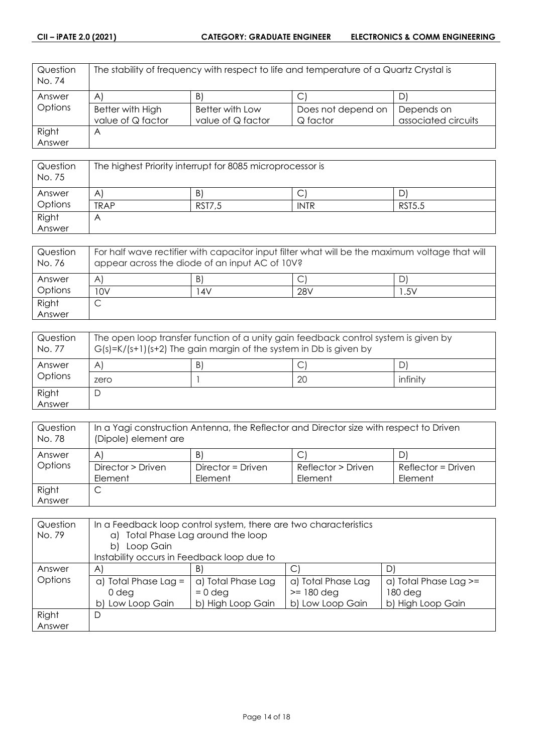| Question No. 74 | The stability of frequency with respect to life and temperature of a Quartz Crystal is | | | |
|---|---|---|---|---|
| Answer Options | A) | B) | C) | D) |
| | Better with High value of Q factor | Better with Low value of Q factor | Does not depend on Q factor | Depends on associated circuits |
| Right Answer | A | | | |

| Question No. 75 | The highest Priority interrupt for 8085 microprocessor is | | | |
|---|---|---|---|---|
| Answer Options | A) | B) | C) | D) |
| | TRAP | RST7,5 | INTR | RST5.5 |
| Right Answer | A | | | |

| Question No. 76 | For half wave rectifier with capacitor input filter what will be the maximum voltage that will appear across the diode of an input AC of 10V? | | | |
|---|---|---|---|---|
| Answer Options | A) | B) | C) | D) |
| | 10V | 14V | 28V | 1.5V |
| Right Answer | C | | | |

| Question No. 77 | The open loop transfer function of a unity gain feedback control system is given by G(s)=K/(s+1)(s+2) The gain margin of the system in Db is given by | | | |
|---|---|---|---|---|
| Answer Options | A) | B) | C) | D) |
| | zero | 1 | 20 | infinity |
| Right Answer | D | | | |

| Question No. 78 | In a Yagi construction Antenna, the Reflector and Director size with respect to Driven (Dipole) element are | | | |
|---|---|---|---|---|
| Answer Options | A) | B) | C) | D) |
| | Director > Driven Element | Director = Driven Element | Reflector > Driven Element | Reflector = Driven Element |
| Right Answer | C | | | |

| Question No. 79 | In a Feedback loop control system, there are two characteristics<br>a) Total Phase Lag around the loop<br>b) Loop Gain<br>Instability occurs in Feedback loop due to | | | |
|---|---|---|---|---|
| Answer Options | A) | B) | C) | D) |
| | a) Total Phase Lag = 0 deg<br>b) Low Loop Gain | a) Total Phase Lag = 0 deg<br>b) High Loop Gain | a) Total Phase Lag >= 180 deg<br>b) Low Loop Gain | a) Total Phase Lag >= 180 deg<br>b) High Loop Gain |
| Right Answer | D | | | |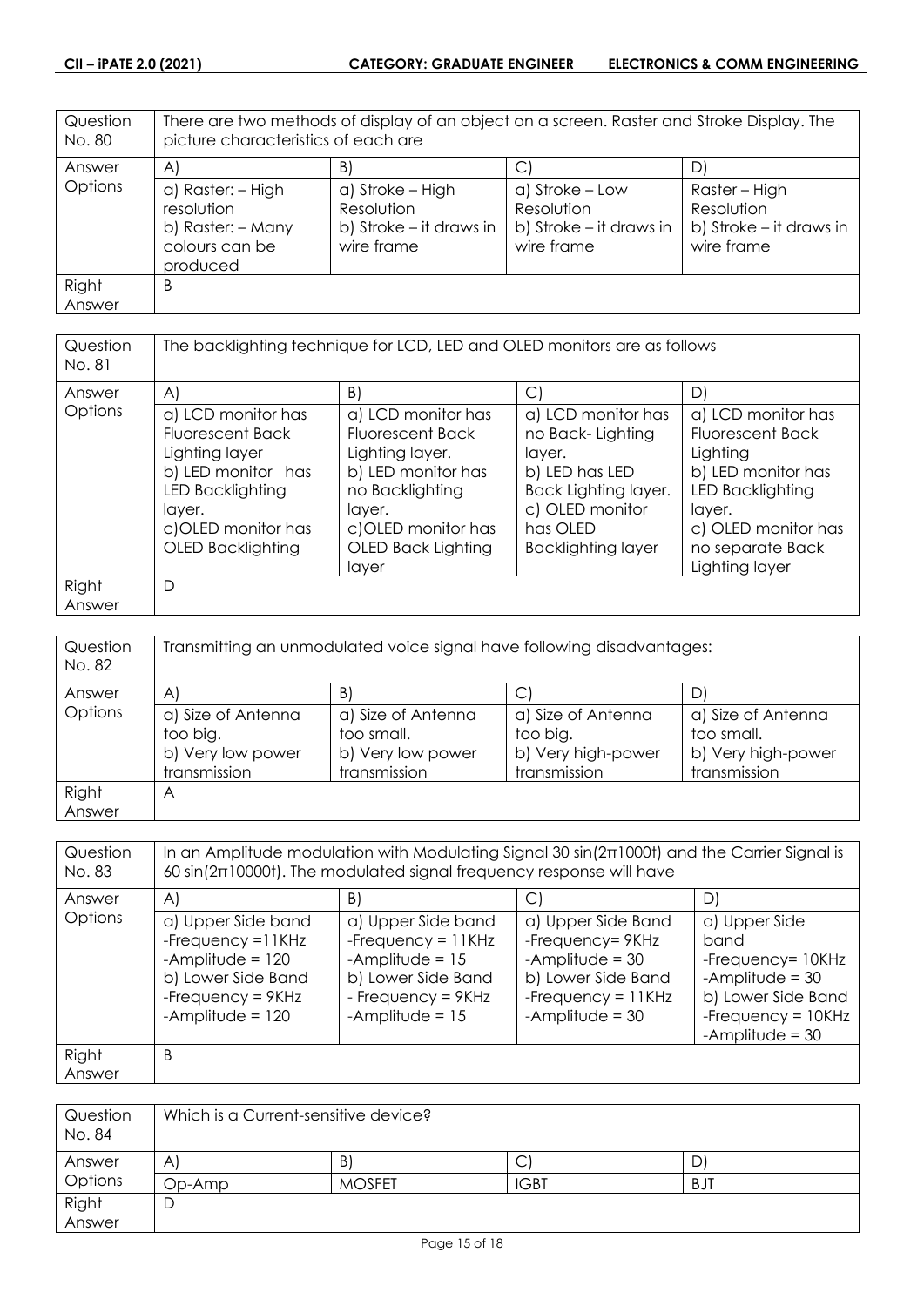| Question No. 80 | There are two methods of display of an object on a screen. Raster and Stroke Display. The picture characteristics of each are | | | |
|---|---|---|---|---|
| Answer Options | A) | B) | C) | D) |
| | a) Raster: – High resolution<br>b) Raster: – Many colours can be produced | a) Stroke – High Resolution<br>b) Stroke – it draws in wire frame | a) Stroke – Low Resolution<br>b) Stroke – it draws in wire frame | Raster – High Resolution<br>b) Stroke – it draws in wire frame |
| Right Answer | B | | | |

| Question No. 81 | The backlighting technique for LCD, LED and OLED monitors are as follows | | | |
|---|---|---|---|---|
| Answer Options | A) | B) | C) | D) |
| | a) LCD monitor has Fluorescent Back Lighting layer<br>b) LED monitor has LED Backlighting layer.<br>c)OLED monitor has OLED Backlighting | a) LCD monitor has Fluorescent Back Lighting layer.<br>b) LED monitor has no Backlighting layer.<br>c)OLED monitor has OLED Back Lighting layer | a) LCD monitor has no Back- Lighting layer.<br>b) LED has LED Back Lighting layer.<br>c) OLED monitor has OLED Backlighting layer | a) LCD monitor has Fluorescent Back Lighting<br>b) LED monitor has LED Backlighting layer.<br>c) OLED monitor has no separate Back Lighting layer |
| Right Answer | D | | | |

| Question No. 82 | Transmitting an unmodulated voice signal have following disadvantages: | | | |
|---|---|---|---|---|
| Answer Options | A) | B) | C) | D) |
| | a) Size of Antenna too big.<br>b) Very low power transmission | a) Size of Antenna too small.<br>b) Very low power transmission | a) Size of Antenna too big.<br>b) Very high-power transmission | a) Size of Antenna too small.<br>b) Very high-power transmission |
| Right Answer | A | | | |

| Question No. 83 | In an Amplitude modulation with Modulating Signal 30 sin(2π1000t) and the Carrier Signal is 60 sin(2π10000t). The modulated signal frequency response will have | | | |
|---|---|---|---|---|
| Answer Options | A) | B) | C) | D) |
| | a) Upper Side band<br>-Frequency =11KHz<br>-Amplitude = 120<br>b) Lower Side Band<br>-Frequency = 9KHz<br>-Amplitude = 120 | a) Upper Side band<br>-Frequency = 11KHz<br>-Amplitude = 15<br>b) Lower Side Band<br>- Frequency = 9KHz<br>-Amplitude = 15 | a) Upper Side Band<br>-Frequency= 9KHz<br>-Amplitude = 30<br>b) Lower Side Band<br>-Frequency = 11KHz<br>-Amplitude = 30 | a) Upper Side band<br>-Frequency= 10KHz<br>-Amplitude = 30<br>b) Lower Side Band<br>-Frequency = 10KHz<br>-Amplitude = 30 |
| Right Answer | B | | | |

| Question No. 84 | Which is a Current-sensitive device? | | | |
|---|---|---|---|---|
| Answer Options | A) | B) | C) | D) |
| | Op-Amp | MOSFET | IGBT | BJT |
| Right Answer | D | | | |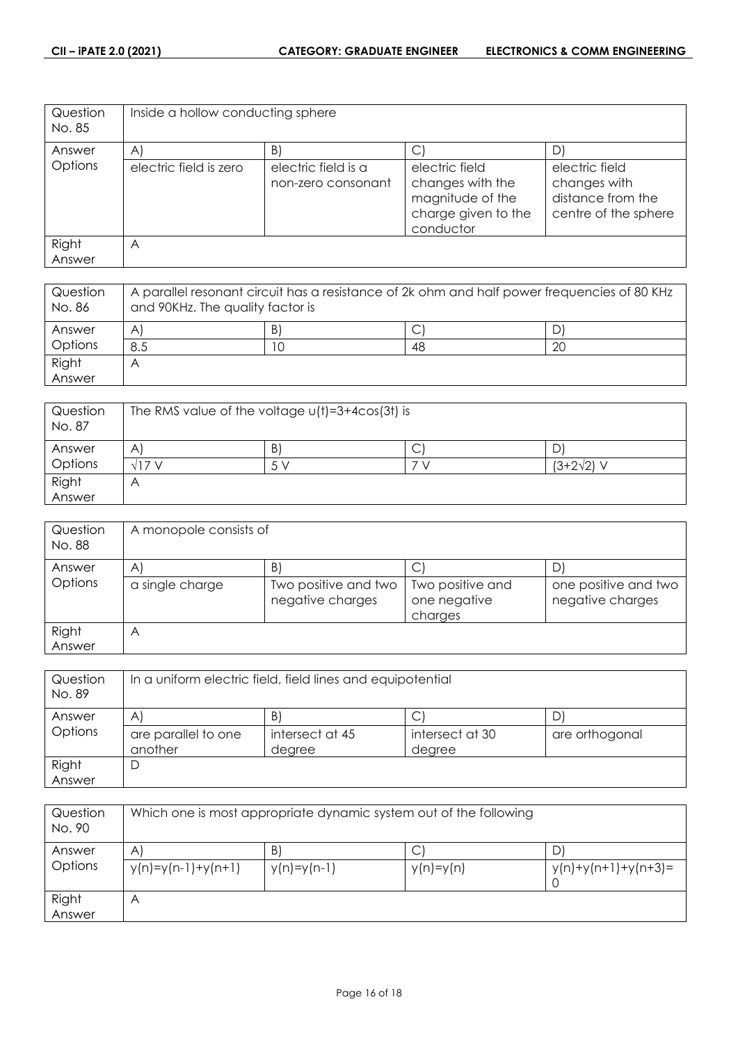| Question No. 85 | Inside a hollow conducting sphere | | | |
|---|---|---|---|---|
| Answer Options | A) | B) | C) | D) |
| | electric field is zero | electric field is a non-zero consonant | electric field changes with the magnitude of the charge given to the conductor | electric field changes with distance from the centre of the sphere |
| Right Answer | A | | | |

| Question No. 86 | A parallel resonant circuit has a resistance of 2k ohm and half power frequencies of 80 KHz and 90KHz. The quality factor is | | | |
|---|---|---|---|---|
| Answer Options | A) | B) | C) | D) |
| | 8.5 | 10 | 48 | 20 |
| Right Answer | A | | | |

| Question No. 87 | The RMS value of the voltage $u(t)=3+4\cos(3t)$ is | | | |
|---|---|---|---|---|
| Answer Options | A) | B) | C) | D) |
| | $\sqrt{17}$ V | 5 V | 7 V | $(3+2\sqrt{2})$ V |
| Right Answer | A | | | |

| Question No. 88 | A monopole consists of | | | |
|---|---|---|---|---|
| Answer Options | A) | B) | C) | D) |
| | a single charge | Two positive and two negative charges | Two positive and one negative charges | one positive and two negative charges |
| Right Answer | A | | | |

| Question No. 89 | In a uniform electric field, field lines and equipotential | | | |
|---|---|---|---|---|
| Answer Options | A) | B) | C) | D) |
| | are parallel to one another | intersect at 45 degree | intersect at 30 degree | are orthogonal |
| Right Answer | D | | | |

| Question No. 90 | Which one is most appropriate dynamic system out of the following | | | |
|---|---|---|---|---|
| Answer Options | A) | B) | C) | D) |
| | $y(n)=y(n-1)+y(n+1)$ | $y(n)=y(n-1)$ | $y(n)=y(n)$ | $y(n)+y(n+1)+y(n+3)=0$ |
| Right Answer | A | | | |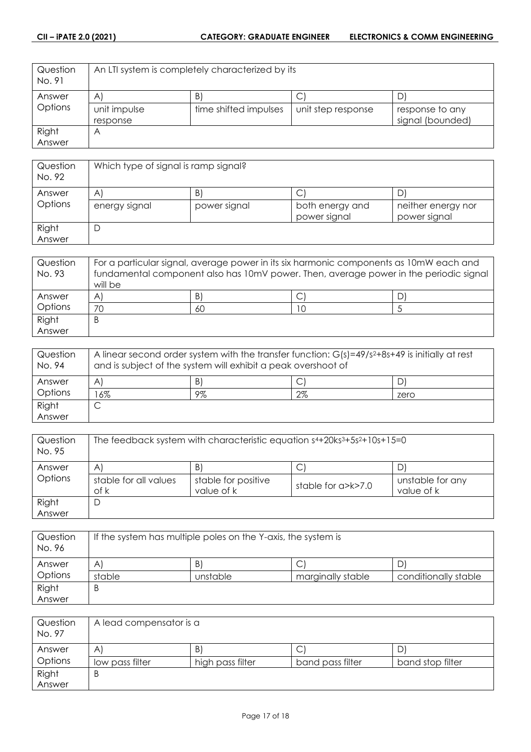| Question No. 91 | An LTI system is completely characterized by its | | | |
|---|---|---|---|---|
| Answer Options | A) | B) | C) | D) |
| | unit impulse response | time shifted impulses | unit step response | response to any signal (bounded) |
| Right Answer | A | | | |

| Question No. 92 | Which type of signal is ramp signal? | | | |
|---|---|---|---|---|
| Answer Options | A) | B) | C) | D) |
| | energy signal | power signal | both energy and power signal | neither energy nor power signal |
| Right Answer | D | | | |

| Question No. 93 | For a particular signal, average power in its six harmonic components as 10mW each and fundamental component also has 10mV power. Then, average power in the periodic signal will be | | | |
|---|---|---|---|---|
| Answer Options | A) | B) | C) | D) |
| | 70 | 60 | 10 | 5 |
| Right Answer | B | | | |

| Question No. 94 | A linear second order system with the transfer function: $G(s)=49/s^2+8s+49$ is initially at rest and is subject of the system will exhibit a peak overshoot of | | | |
|---|---|---|---|---|
| Answer Options | A) | B) | C) | D) |
| | 16% | 9% | 2% | zero |
| Right Answer | C | | | |

| Question No. 95 | The feedback system with characteristic equation $s^4+20ks^3+5s^2+10s+15=0$ | | | |
|---|---|---|---|---|
| Answer Options | A) | B) | C) | D) |
| | stable for all values of k | stable for positive value of k | stable for a>k>7.0 | unstable for any value of k |
| Right Answer | D | | | |

| Question No. 96 | If the system has multiple poles on the Y-axis, the system is | | | |
|---|---|---|---|---|
| Answer Options | A) | B) | C) | D) |
| | stable | unstable | marginally stable | conditionally stable |
| Right Answer | B | | | |

| Question No. 97 | A lead compensator is a | | | |
|---|---|---|---|---|
| Answer Options | A) | B) | C) | D) |
| | low pass filter | high pass filter | band pass filter | band stop filter |
| Right Answer | B | | | |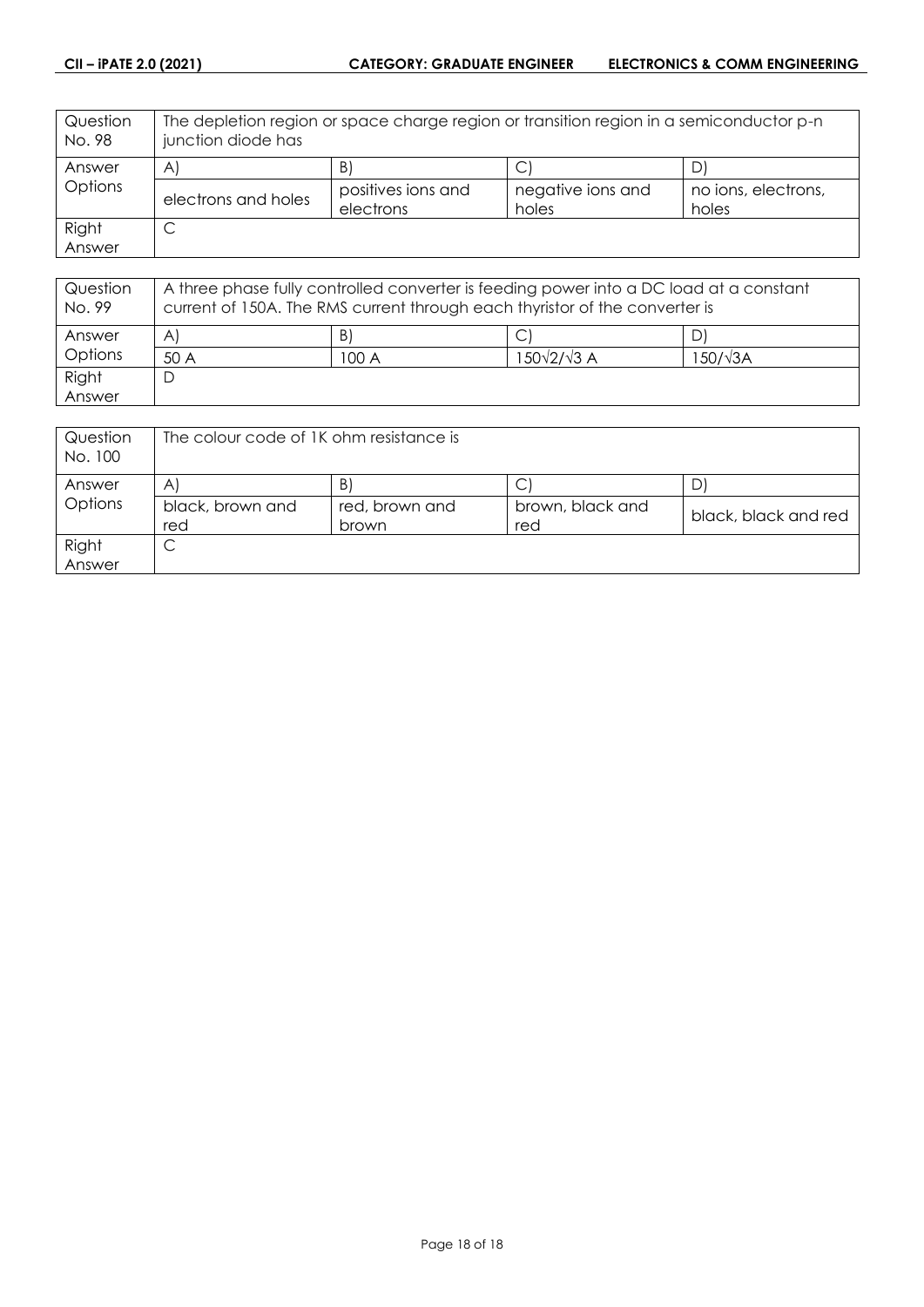| | | | | |
|---|---|---|---|---|
| Question No. 98 | The depletion region or space charge region or transition region in a semiconductor p-n junction diode has | | | |
| Answer Options | A) | B) | C) | D) |
| | electrons and holes | positives ions and electrons | negative ions and holes | no ions, electrons, holes |
| Right Answer | C | | | |

| | | | | |
|---|---|---|---|---|
| Question No. 99 | A three phase fully controlled converter is feeding power into a DC load at a constant current of 150A. The RMS current through each thyristor of the converter is | | | |
| Answer Options | A) | B) | C) | D) |
| | 50 A | 100 A | $150\sqrt{2}/\sqrt{3}$ A | $150/\sqrt{3}$A |
| Right Answer | D | | | |

| | | | | |
|---|---|---|---|---|
| Question No. 100 | The colour code of 1K ohm resistance is | | | |
| Answer Options | A) | B) | C) | D) |
| | black, brown and red | red, brown and brown | brown, black and red | black, black and red |
| Right Answer | C | | | |